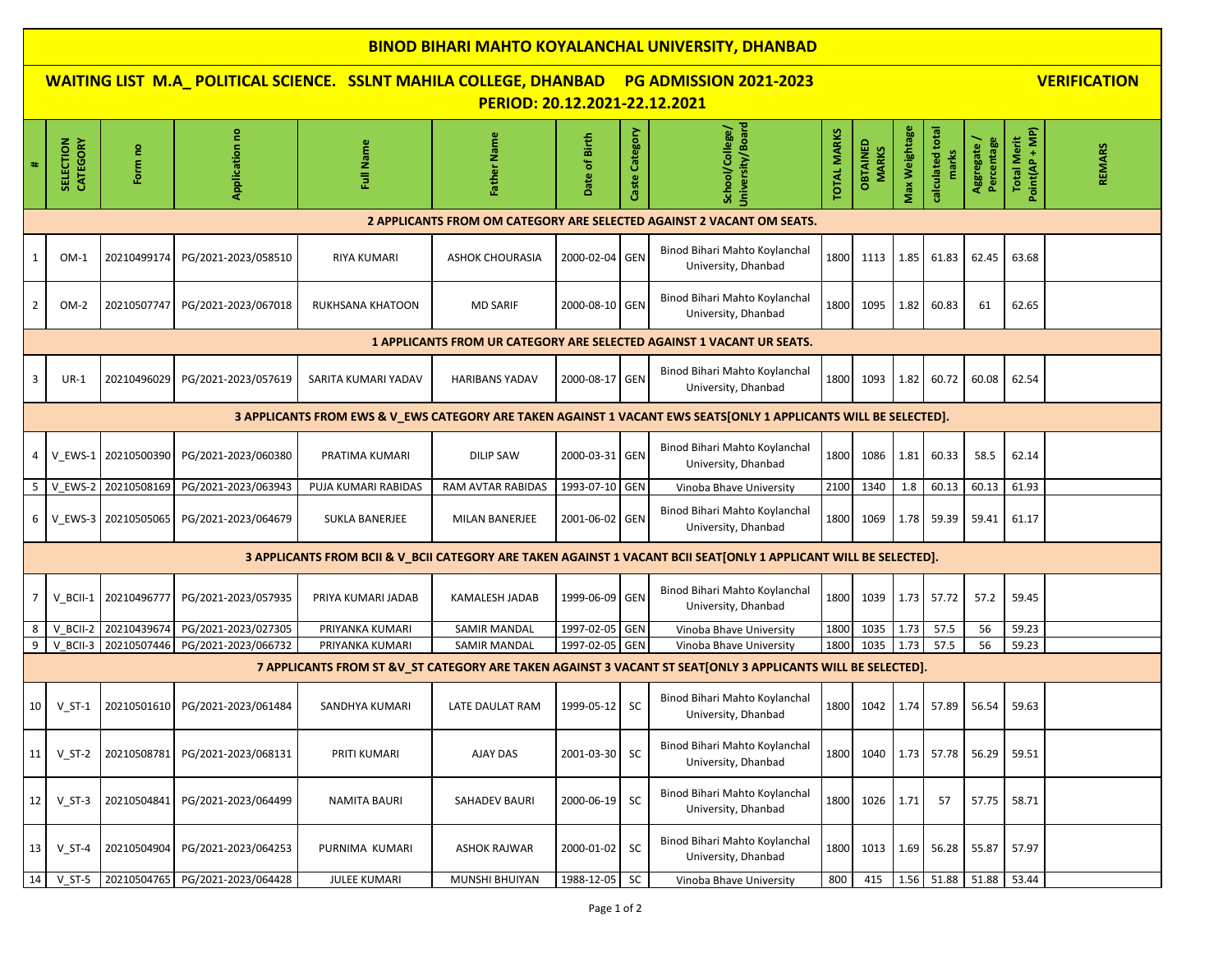# BINOD BIHARI MAHTO KOYALANCHAL UNIVERSITY, DHANBAD

## WAITING LIST M.A_ POLITICAL SCIENCE. SSLNT MAHILA COLLEGE, DHANBAD PG ADMISSION 2021-2023 VERIFICATION

### PERIOD: 20.12.2021-22.12.2021

| # | SELECTION CATEGORY | Form no | Application no | Full Name | Father Name | Date of Birth | Caste Category | School/College/ University/Board | TOTAL MARKS | OBTAINED MARKS | Max Weightage | calculated total marks | Aggregate / Percentage | Total Merit Point(AP + MP) | REMARS |
|---|---|---|---|---|---|---|---|---|---|---|---|---|---|---|---|
| **2 APPLICANTS FROM OM CATEGORY ARE SELECTED AGAINST 2 VACANT OM SEATS.** | | | | | | | | | | | | | | | |
| 1 | OM-1 | 20210499174 | PG/2021-2023/058510 | RIYA KUMARI | ASHOK CHOURASIA | 2000-02-04 | GEN | Binod Bihari Mahto Koylanchal University, Dhanbad | 1800 | 1113 | 1.85 | 61.83 | 62.45 | 63.68 | |
| 2 | OM-2 | 20210507747 | PG/2021-2023/067018 | RUKHSANA KHATOON | MD SARIF | 2000-08-10 | GEN | Binod Bihari Mahto Koylanchal University, Dhanbad | 1800 | 1095 | 1.82 | 60.83 | 61 | 62.65 | |
| **1 APPLICANTS FROM UR CATEGORY ARE SELECTED AGAINST 1 VACANT UR SEATS.** | | | | | | | | | | | | | | | |
| 3 | UR-1 | 20210496029 | PG/2021-2023/057619 | SARITA KUMARI YADAV | HARIBANS YADAV | 2000-08-17 | GEN | Binod Bihari Mahto Koylanchal University, Dhanbad | 1800 | 1093 | 1.82 | 60.72 | 60.08 | 62.54 | |
| **3 APPLICANTS FROM EWS & V_EWS CATEGORY ARE TAKEN AGAINST 1 VACANT EWS SEATS[ONLY 1 APPLICANTS WILL BE SELECTED].** | | | | | | | | | | | | | | | |
| 4 | V_EWS-1 | 20210500390 | PG/2021-2023/060380 | PRATIMA KUMARI | DILIP SAW | 2000-03-31 | GEN | Binod Bihari Mahto Koylanchal University, Dhanbad | 1800 | 1086 | 1.81 | 60.33 | 58.5 | 62.14 | |
| 5 | V_EWS-2 | 20210508169 | PG/2021-2023/063943 | PUJA KUMARI RABIDAS | RAM AVTAR RABIDAS | 1993-07-10 | GEN | Vinoba Bhave University | 2100 | 1340 | 1.8 | 60.13 | 60.13 | 61.93 | |
| 6 | V_EWS-3 | 20210505065 | PG/2021-2023/064679 | SUKLA BANERJEE | MILAN BANERJEE | 2001-06-02 | GEN | Binod Bihari Mahto Koylanchal University, Dhanbad | 1800 | 1069 | 1.78 | 59.39 | 59.41 | 61.17 | |
| **3 APPLICANTS FROM BCII & V_BCII CATEGORY ARE TAKEN AGAINST 1 VACANT BCII SEAT[ONLY 1 APPLICANT WILL BE SELECTED].** | | | | | | | | | | | | | | | |
| 7 | V_BCII-1 | 20210496777 | PG/2021-2023/057935 | PRIYA KUMARI JADAB | KAMALESH JADAB | 1999-06-09 | GEN | Binod Bihari Mahto Koylanchal University, Dhanbad | 1800 | 1039 | 1.73 | 57.72 | 57.2 | 59.45 | |
| 8 | V_BCII-2 | 20210439674 | PG/2021-2023/027305 | PRIYANKA KUMARI | SAMIR MANDAL | 1997-02-05 | GEN | Vinoba Bhave University | 1800 | 1035 | 1.73 | 57.5 | 56 | 59.23 | |
| 9 | V_BCII-3 | 20210507446 | PG/2021-2023/066732 | PRIYANKA KUMARI | SAMIR MANDAL | 1997-02-05 | GEN | Vinoba Bhave University | 1800 | 1035 | 1.73 | 57.5 | 56 | 59.23 | |
| **7 APPLICANTS FROM ST &V_ST CATEGORY ARE TAKEN AGAINST 3 VACANT ST SEAT[ONLY 3 APPLICANTS WILL BE SELECTED].** | | | | | | | | | | | | | | | |
| 10 | V_ST-1 | 20210501610 | PG/2021-2023/061484 | SANDHYA KUMARI | LATE DAULAT RAM | 1999-05-12 | SC | Binod Bihari Mahto Koylanchal University, Dhanbad | 1800 | 1042 | 1.74 | 57.89 | 56.54 | 59.63 | |
| 11 | V_ST-2 | 20210508781 | PG/2021-2023/068131 | PRITI KUMARI | AJAY DAS | 2001-03-30 | SC | Binod Bihari Mahto Koylanchal University, Dhanbad | 1800 | 1040 | 1.73 | 57.78 | 56.29 | 59.51 | |
| 12 | V_ST-3 | 20210504841 | PG/2021-2023/064499 | NAMITA BAURI | SAHADEV BAURI | 2000-06-19 | SC | Binod Bihari Mahto Koylanchal University, Dhanbad | 1800 | 1026 | 1.71 | 57 | 57.75 | 58.71 | |
| 13 | V_ST-4 | 20210504904 | PG/2021-2023/064253 | PURNIMA KUMARI | ASHOK RAJWAR | 2000-01-02 | SC | Binod Bihari Mahto Koylanchal University, Dhanbad | 1800 | 1013 | 1.69 | 56.28 | 55.87 | 57.97 | |
| 14 | V_ST-5 | 20210504765 | PG/2021-2023/064428 | JULEE KUMARI | MUNSHI BHUIYAN | 1988-12-05 | SC | Vinoba Bhave University | 800 | 415 | 1.56 | 51.88 | 51.88 | 53.44 | |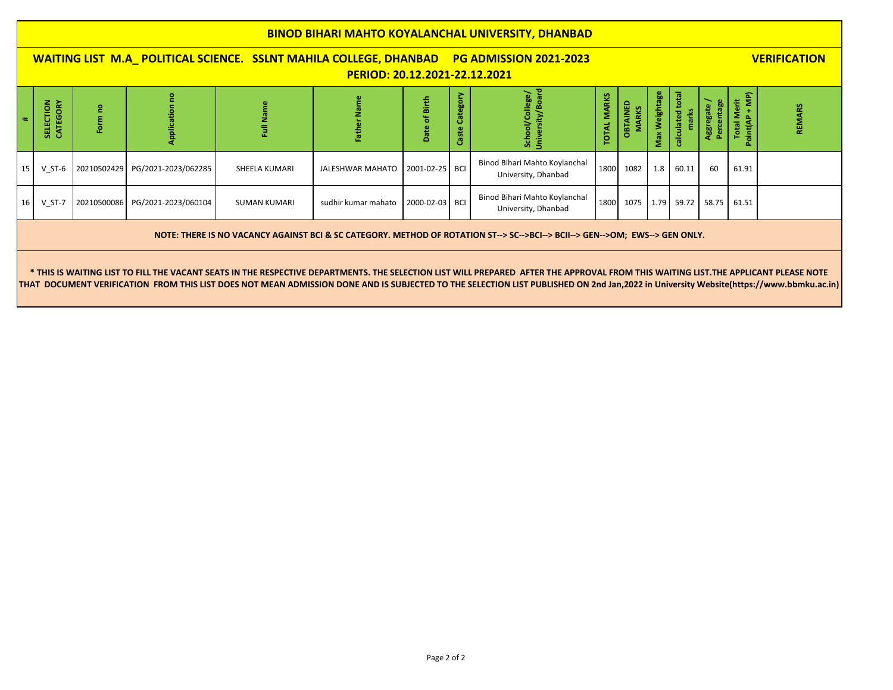# BINOD BIHARI MAHTO KOYALANCHAL UNIVERSITY, DHANBAD

## WAITING LIST M.A_ POLITICAL SCIENCE. SSLNT MAHILA COLLEGE, DHANBAD PG ADMISSION 2021-2023 VERIFICATION

### PERIOD: 20.12.2021-22.12.2021

| # | SELECTION CATEGORY | Form no | Application no | Full Name | Father Name | Date of Birth | Caste Category | School/College/ University/Board | TOTAL MARKS | OBTAINED MARKS | Max Weightage | calculated total marks | Aggregate / Percentage | Total Merit Point(AP + MP) | REMARS |
|---|---|---|---|---|---|---|---|---|---|---|---|---|---|---|---|
| 15 | V_ST-6 | 20210502429 | PG/2021-2023/062285 | SHEELA KUMARI | JALESHWAR MAHATO | 2001-02-25 | BCI | Binod Bihari Mahto Koylanchal University, Dhanbad | 1800 | 1082 | 1.8 | 60.11 | 60 | 61.91 | |
| 16 | V_ST-7 | 20210500086 | PG/2021-2023/060104 | SUMAN KUMARI | sudhir kumar mahato | 2000-02-03 | BCI | Binod Bihari Mahto Koylanchal University, Dhanbad | 1800 | 1075 | 1.79 | 59.72 | 58.75 | 61.51 | |

**NOTE: THERE IS NO VACANCY AGAINST BCI & SC CATEGORY. METHOD OF ROTATION ST--> SC-->BCI--> BCII--> GEN-->OM; EWS--> GEN ONLY.**

**\* THIS IS WAITING LIST TO FILL THE VACANT SEATS IN THE RESPECTIVE DEPARTMENTS. THE SELECTION LIST WILL PREPARED AFTER THE APPROVAL FROM THIS WAITING LIST.THE APPLICANT PLEASE NOTE THAT DOCUMENT VERIFICATION FROM THIS LIST DOES NOT MEAN ADMISSION DONE AND IS SUBJECTED TO THE SELECTION LIST PUBLISHED ON 2nd Jan,2022 in University Website(https://www.bbmku.ac.in)**